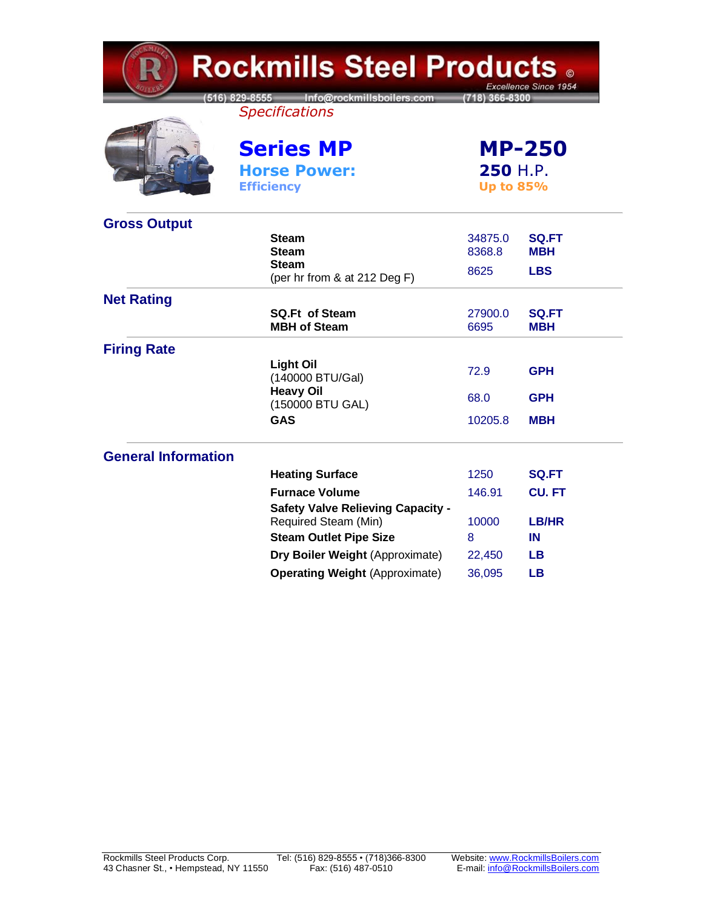# Rockmills Steel Products ©

*Excellence Since 1954*

(516) 829-8555 Info@rockmillsboilers.com (718) 366-8300

*Specifications*

| | |
|---|---|
| **Series MP** | **MP-250** |
| **Horse Power:** | **250** H.P. |
| **Efficiency** | **Up to 85%** |

## Gross Output

| | | |
|---|---|---|
| **Steam** | 34875.0 | **SQ.FT** |
| **Steam** | 8368.8 | **MBH** |
| **Steam** (per hr from & at 212 Deg F) | 8625 | **LBS** |

## Net Rating

| | | |
|---|---|---|
| **SQ.Ft of Steam** | 27900.0 | **SQ.FT** |
| **MBH of Steam** | 6695 | **MBH** |

## Firing Rate

| | | |
|---|---|---|
| **Light Oil** (140000 BTU/Gal) | 72.9 | **GPH** |
| **Heavy Oil** (150000 BTU GAL) | 68.0 | **GPH** |
| **GAS** | 10205.8 | **MBH** |

## General Information

| | | |
|---|---|---|
| **Heating Surface** | 1250 | **SQ.FT** |
| **Furnace Volume** | 146.91 | **CU. FT** |
| **Safety Valve Relieving Capacity -** Required Steam (Min) | 10000 | **LB/HR** |
| **Steam Outlet Pipe Size** | 8 | **IN** |
| **Dry Boiler Weight** (Approximate) | 22,450 | **LB** |
| **Operating Weight** (Approximate) | 36,095 | **LB** |

Rockmills Steel Products Corp.
43 Chasner St., • Hempstead, NY 11550

Tel: (516) 829-8555 • (718)366-8300
Fax: (516) 487-0510

Website: www.RockmillsBoilers.com
E-mail: info@RockmillsBoilers.com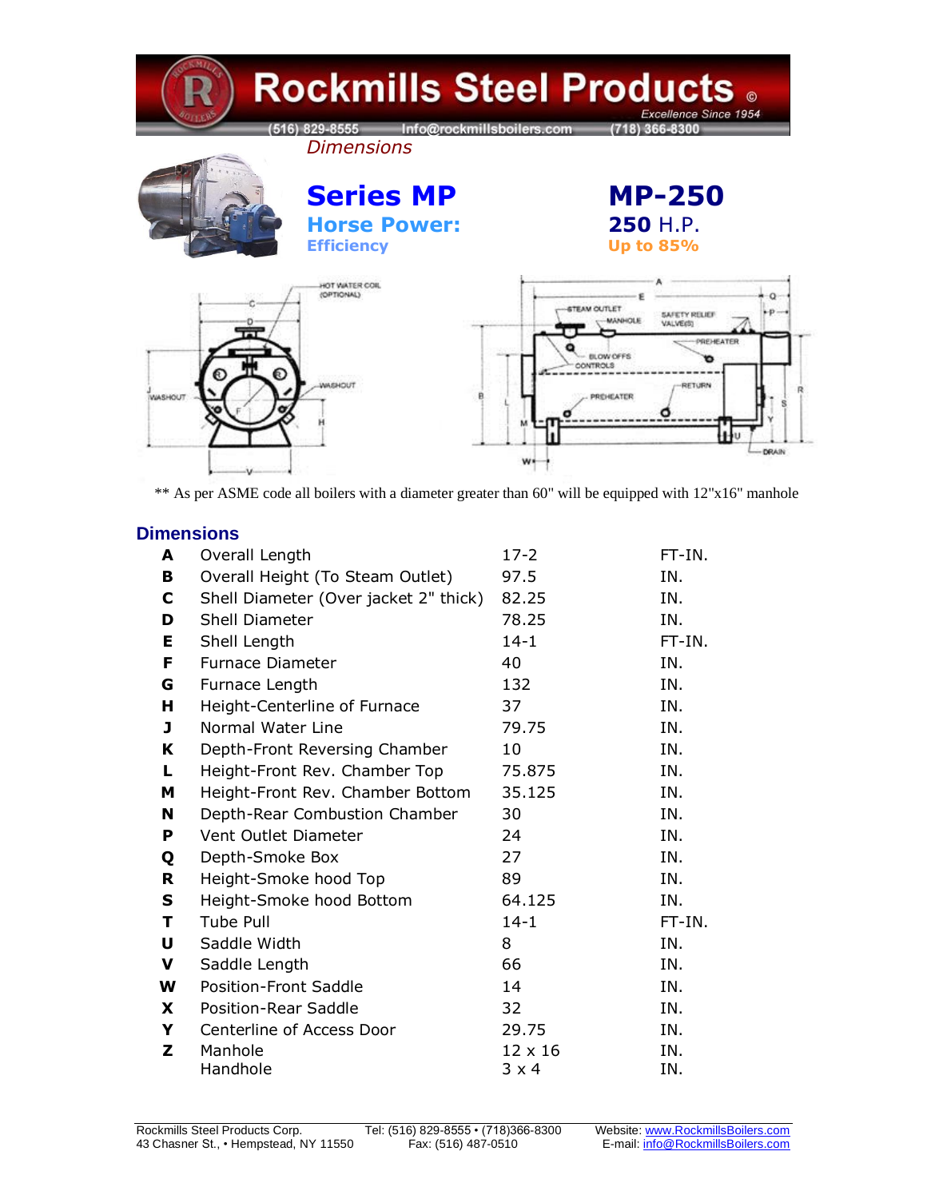# Rockmills Steel Products

*Excellence Since 1954*

(516) 829-8555 Info@rockmillsboilers.com (718) 366-8300

*Dimensions*

## Series MP

**Horse Power:**

**Efficiency**

## MP-250

**250** H.P.

**Up to 85%**

HOT WATER COIL (OPTIONAL)
C
D
WASHOUT
J
WASHOUT
F
H
V

A
E
Q
P
STEAM OUTLET
MANHOLE
SAFETY RELIEF VALVE(S)
PREHEATER
BLOW OFFS CONTROLS
B
L
PREHEATER
RETURN
R
S
M
Y
U
W
DRAIN

** As per ASME code all boilers with a diameter greater than 60" will be equipped with 12"x16" manhole

## Dimensions

| | | | |
|---|---|---|---|
| **A** | Overall Length | 17-2 | FT-IN. |
| **B** | Overall Height (To Steam Outlet) | 97.5 | IN. |
| **C** | Shell Diameter (Over jacket 2" thick) | 82.25 | IN. |
| **D** | Shell Diameter | 78.25 | IN. |
| **E** | Shell Length | 14-1 | FT-IN. |
| **F** | Furnace Diameter | 40 | IN. |
| **G** | Furnace Length | 132 | IN. |
| **H** | Height-Centerline of Furnace | 37 | IN. |
| **J** | Normal Water Line | 79.75 | IN. |
| **K** | Depth-Front Reversing Chamber | 10 | IN. |
| **L** | Height-Front Rev. Chamber Top | 75.875 | IN. |
| **M** | Height-Front Rev. Chamber Bottom | 35.125 | IN. |
| **N** | Depth-Rear Combustion Chamber | 30 | IN. |
| **P** | Vent Outlet Diameter | 24 | IN. |
| **Q** | Depth-Smoke Box | 27 | IN. |
| **R** | Height-Smoke hood Top | 89 | IN. |
| **S** | Height-Smoke hood Bottom | 64.125 | IN. |
| **T** | Tube Pull | 14-1 | FT-IN. |
| **U** | Saddle Width | 8 | IN. |
| **V** | Saddle Length | 66 | IN. |
| **W** | Position-Front Saddle | 14 | IN. |
| **X** | Position-Rear Saddle | 32 | IN. |
| **Y** | Centerline of Access Door | 29.75 | IN. |
| **Z** | Manhole | 12 x 16 | IN. |
| | Handhole | 3 x 4 | IN. |

Rockmills Steel Products Corp.
43 Chasner St., • Hempstead, NY 11550

Tel: (516) 829-8555 • (718)366-8300
Fax: (516) 487-0510

Website: www.RockmillsBoilers.com
E-mail: info@RockmillsBoilers.com